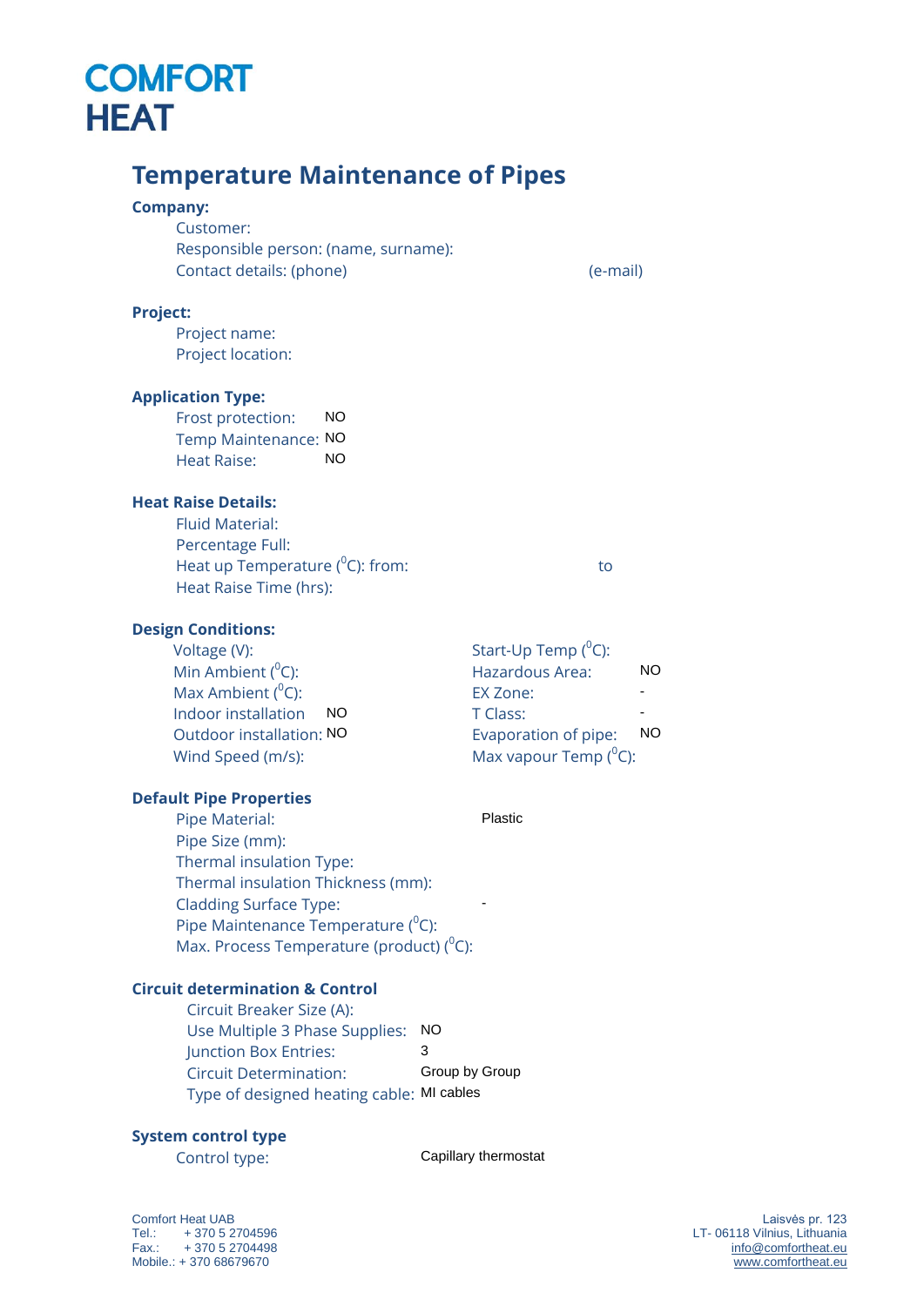**COMFORT HEAT**

# Temperature Maintenance of Pipes

**Company:**

Customer:

Responsible person: (name, surname):

Contact details: (phone) (e-mail)

**Project:**

Project name:

Project location:

**Application Type:**

Frost protection: NO

Temp Maintenance: NO

Heat Raise: NO

**Heat Raise Details:**

Fluid Material:

Percentage Full:

Heat up Temperature ($^0$C): from: to

Heat Raise Time (hrs):

**Design Conditions:**

Voltage (V):

Min Ambient ($^0$C):

Max Ambient ($^0$C):

Indoor installation NO

Outdoor installation: NO

Wind Speed (m/s):

Start-Up Temp ($^0$C):

Hazardous Area: NO

EX Zone: -

T Class: -

Evaporation of pipe: NO

Max vapour Temp ($^0$C):

**Default Pipe Properties**

Pipe Material: Plastic

Pipe Size (mm):

Thermal insulation Type:

Thermal insulation Thickness (mm):

Cladding Surface Type: -

Pipe Maintenance Temperature ($^0$C):

Max. Process Temperature (product) ($^0$C):

**Circuit determination & Control**

Circuit Breaker Size (A):

Use Multiple 3 Phase Supplies: NO

Junction Box Entries: 3

Circuit Determination: Group by Group

Type of designed heating cable: MI cables

**System control type**

Control type: Capillary thermostat

Comfort Heat UAB
Tel.: + 370 5 2704596
Fax.: + 370 5 2704498
Mobile.: + 370 68679670

Laisvės pr. 123
LT- 06118 Vilnius, Lithuania
info@comfortheat.eu
www.comfortheat.eu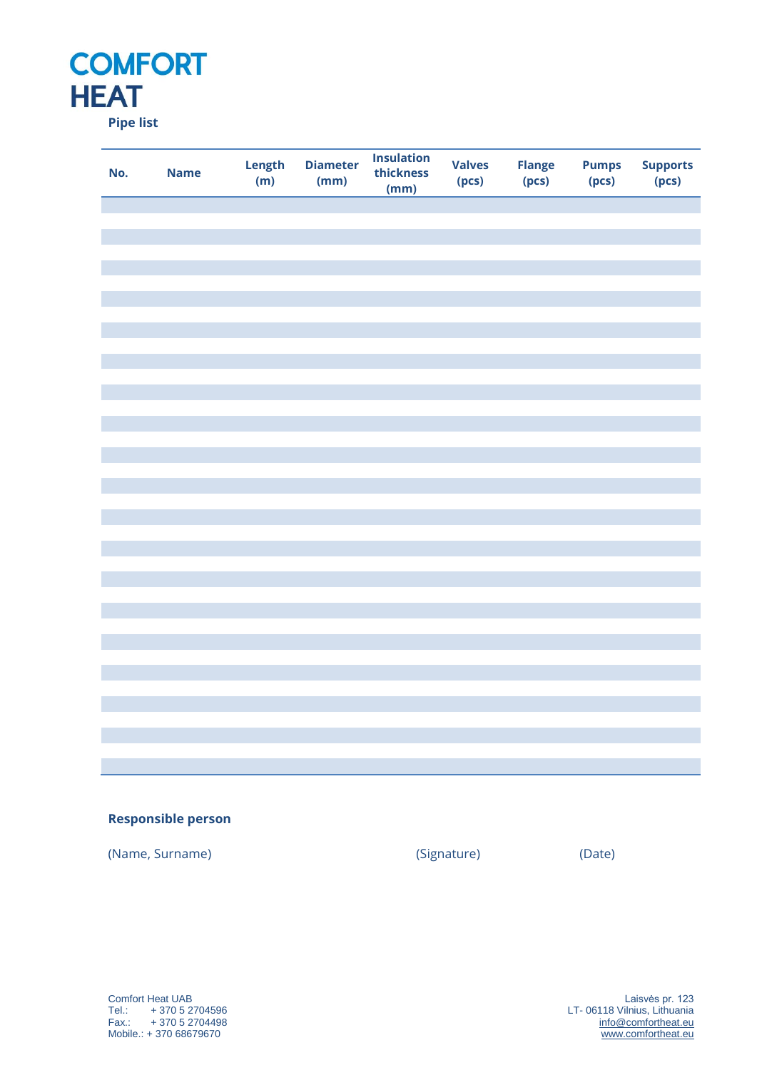# COMFORT HEAT

## Pipe list

| No. | Name | Length (m) | Diameter (mm) | Insulation thickness (mm) | Valves (pcs) | Flange (pcs) | Pumps (pcs) | Supports (pcs) |
|---|---|---|---|---|---|---|---|---|
| | | | | | | | | |
| | | | | | | | | |
| | | | | | | | | |
| | | | | | | | | |
| | | | | | | | | |
| | | | | | | | | |
| | | | | | | | | |
| | | | | | | | | |
| | | | | | | | | |
| | | | | | | | | |
| | | | | | | | | |
| | | | | | | | | |
| | | | | | | | | |
| | | | | | | | | |
| | | | | | | | | |
| | | | | | | | | |
| | | | | | | | | |
| | | | | | | | | |
| | | | | | | | | |
| | | | | | | | | |

**Responsible person**

(Name, Surname) (Signature) (Date)

Comfort Heat UAB
Tel.: + 370 5 2704596
Fax.: + 370 5 2704498
Mobile.: + 370 68679670

Laisvės pr. 123
LT- 06118 Vilnius, Lithuania
info@comfortheat.eu
www.comfortheat.eu